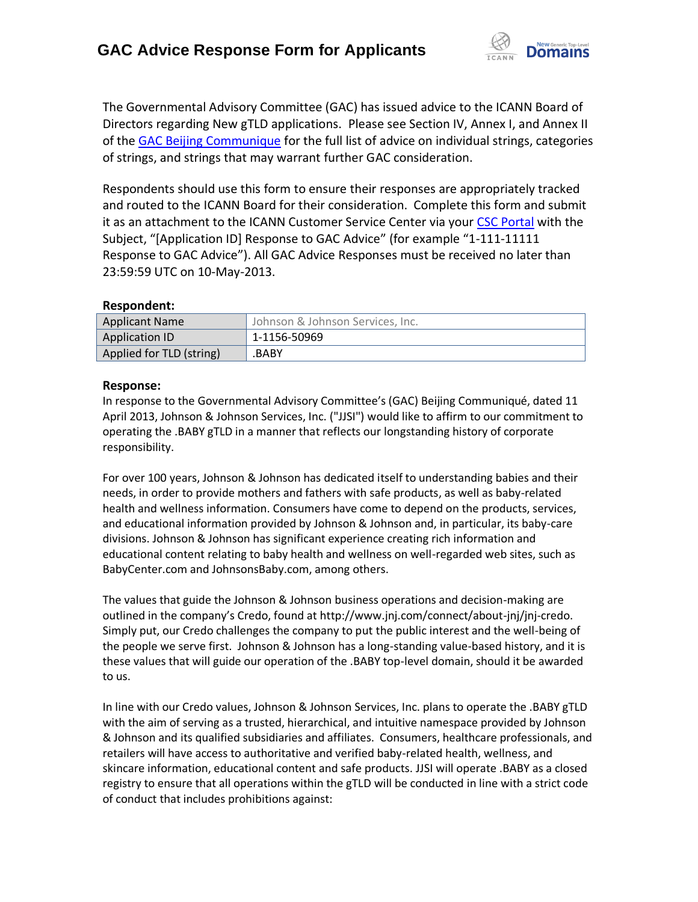# GAC Advice Response Form for Applicants

The Governmental Advisory Committee (GAC) has issued advice to the ICANN Board of Directors regarding New gTLD applications. Please see Section IV, Annex I, and Annex II of the GAC Beijing Communique for the full list of advice on individual strings, categories of strings, and strings that may warrant further GAC consideration.

Respondents should use this form to ensure their responses are appropriately tracked and routed to the ICANN Board for their consideration. Complete this form and submit it as an attachment to the ICANN Customer Service Center via your CSC Portal with the Subject, "[Application ID] Response to GAC Advice" (for example "1-111-11111 Response to GAC Advice"). All GAC Advice Responses must be received no later than 23:59:59 UTC on 10-May-2013.

**Respondent:**

| Applicant Name | Johnson & Johnson Services, Inc. |
|---|---|
| Application ID | 1-1156-50969 |
| Applied for TLD (string) | .BABY |

**Response:**

In response to the Governmental Advisory Committee's (GAC) Beijing Communiqué, dated 11 April 2013, Johnson & Johnson Services, Inc. ("JJSI") would like to affirm to our commitment to operating the .BABY gTLD in a manner that reflects our longstanding history of corporate responsibility.

For over 100 years, Johnson & Johnson has dedicated itself to understanding babies and their needs, in order to provide mothers and fathers with safe products, as well as baby-related health and wellness information. Consumers have come to depend on the products, services, and educational information provided by Johnson & Johnson and, in particular, its baby-care divisions. Johnson & Johnson has significant experience creating rich information and educational content relating to baby health and wellness on well-regarded web sites, such as BabyCenter.com and JohnsonsBaby.com, among others.

The values that guide the Johnson & Johnson business operations and decision-making are outlined in the company's Credo, found at http://www.jnj.com/connect/about-jnj/jnj-credo. Simply put, our Credo challenges the company to put the public interest and the well-being of the people we serve first. Johnson & Johnson has a long-standing value-based history, and it is these values that will guide our operation of the .BABY top-level domain, should it be awarded to us.

In line with our Credo values, Johnson & Johnson Services, Inc. plans to operate the .BABY gTLD with the aim of serving as a trusted, hierarchical, and intuitive namespace provided by Johnson & Johnson and its qualified subsidiaries and affiliates. Consumers, healthcare professionals, and retailers will have access to authoritative and verified baby-related health, wellness, and skincare information, educational content and safe products. JJSI will operate .BABY as a closed registry to ensure that all operations within the gTLD will be conducted in line with a strict code of conduct that includes prohibitions against: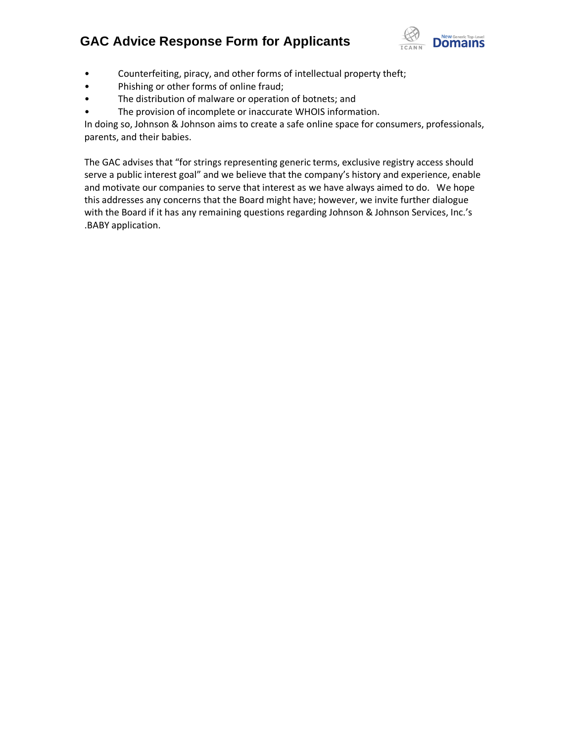- Counterfeiting, piracy, and other forms of intellectual property theft;
- Phishing or other forms of online fraud;
- The distribution of malware or operation of botnets; and
- The provision of incomplete or inaccurate WHOIS information.

In doing so, Johnson & Johnson aims to create a safe online space for consumers, professionals, parents, and their babies.

The GAC advises that "for strings representing generic terms, exclusive registry access should serve a public interest goal" and we believe that the company's history and experience, enable and motivate our companies to serve that interest as we have always aimed to do. We hope this addresses any concerns that the Board might have; however, we invite further dialogue with the Board if it has any remaining questions regarding Johnson & Johnson Services, Inc.'s .BABY application.